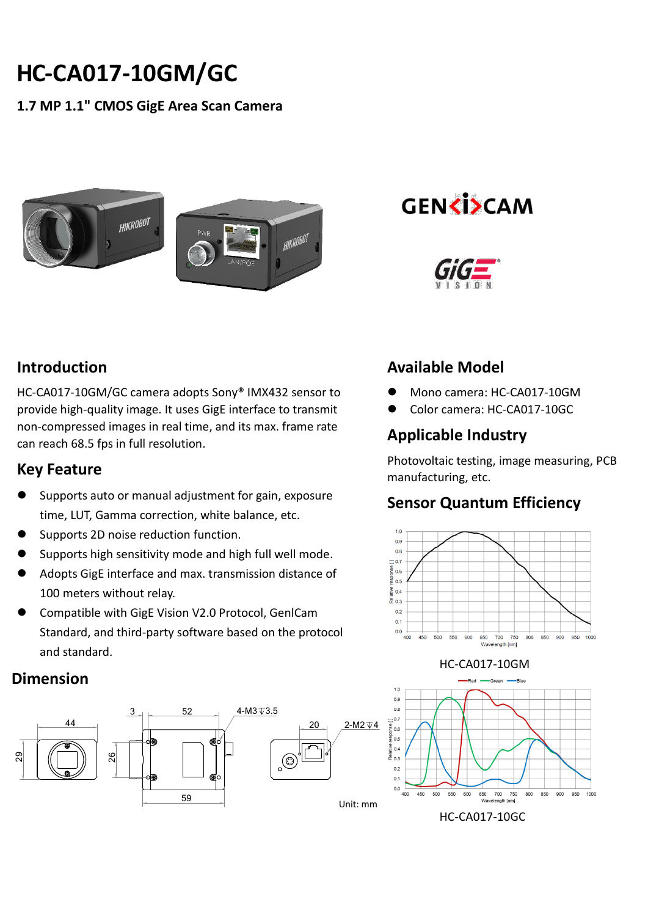# HC-CA017-10GM/GC

**1.7 MP 1.1" CMOS GigE Area Scan Camera**

## Introduction

HC-CA017-10GM/GC camera adopts Sony® IMX432 sensor to provide high-quality image. It uses GigE interface to transmit non-compressed images in real time, and its max. frame rate can reach 68.5 fps in full resolution.

## Key Feature

- Supports auto or manual adjustment for gain, exposure time, LUT, Gamma correction, white balance, etc.
- Supports 2D noise reduction function.
- Supports high sensitivity mode and high full well mode.
- Adopts GigE interface and max. transmission distance of 100 meters without relay.
- Compatible with GigE Vision V2.0 Protocol, GenlCam Standard, and third-party software based on the protocol and standard.

## Dimension

Unit: mm

## Available Model

- Mono camera: HC-CA017-10GM
- Color camera: HC-CA017-10GC

## Applicable Industry

Photovoltaic testing, image measuring, PCB manufacturing, etc.

## Sensor Quantum Efficiency

HC-CA017-10GM

HC-CA017-10GC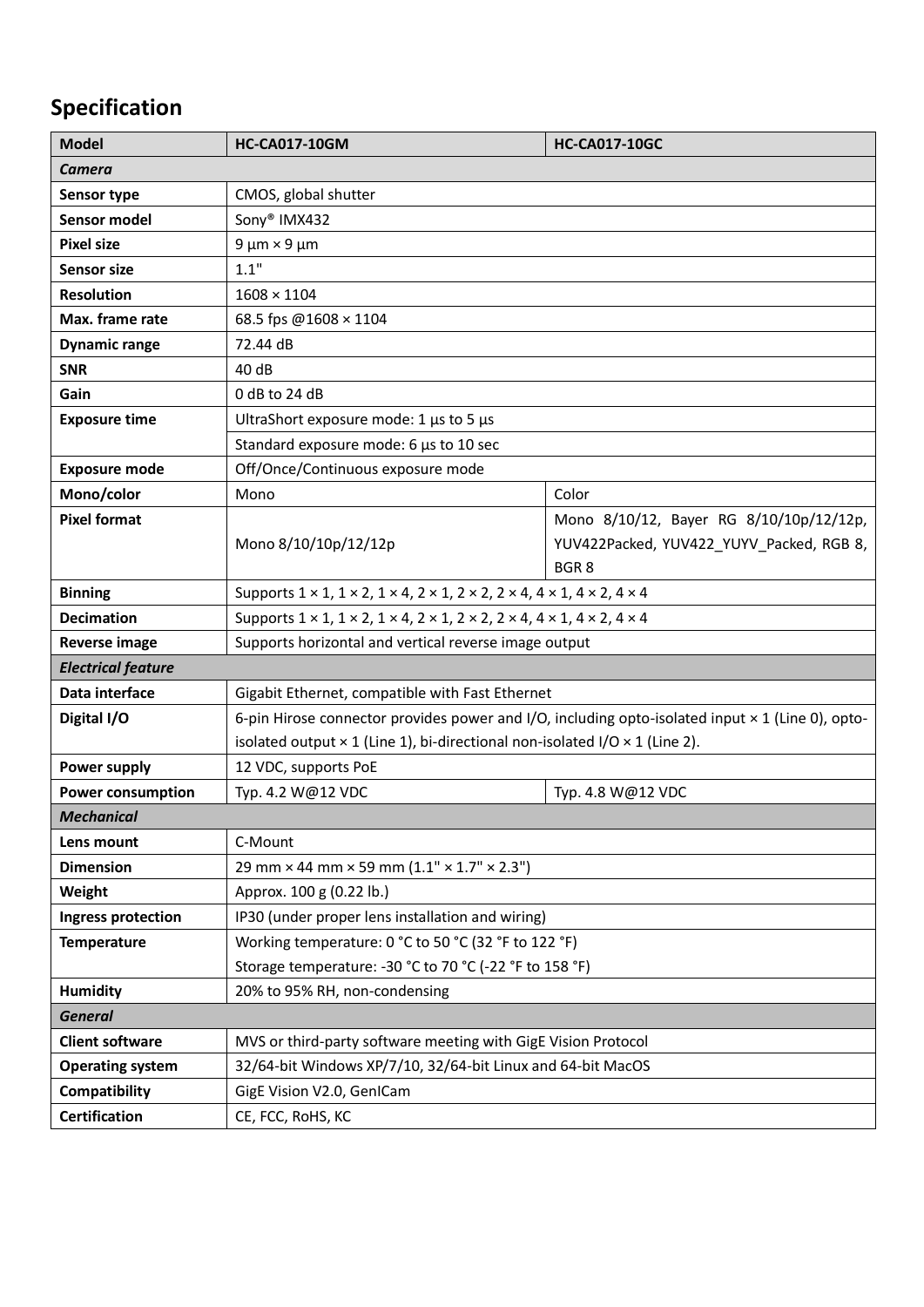## Specification

| Model | HC-CA017-10GM | HC-CA017-10GC |
|---|---|---|
| ***Camera*** | | |
| **Sensor type** | CMOS, global shutter | |
| **Sensor model** | Sony® IMX432 | |
| **Pixel size** | 9 µm × 9 µm | |
| **Sensor size** | 1.1" | |
| **Resolution** | 1608 × 1104 | |
| **Max. frame rate** | 68.5 fps @1608 × 1104 | |
| **Dynamic range** | 72.44 dB | |
| **SNR** | 40 dB | |
| **Gain** | 0 dB to 24 dB | |
| **Exposure time** | UltraShort exposure mode: 1 µs to 5 µs | |
| | Standard exposure mode: 6 µs to 10 sec | |
| **Exposure mode** | Off/Once/Continuous exposure mode | |
| **Mono/color** | Mono | Color |
| **Pixel format** | Mono 8/10/10p/12/12p | Mono 8/10/12, Bayer RG 8/10/10p/12/12p, YUV422Packed, YUV422_YUYV_Packed, RGB 8, BGR 8 |
| **Binning** | Supports 1 × 1, 1 × 2, 1 × 4, 2 × 1, 2 × 2, 2 × 4, 4 × 1, 4 × 2, 4 × 4 | |
| **Decimation** | Supports 1 × 1, 1 × 2, 1 × 4, 2 × 1, 2 × 2, 2 × 4, 4 × 1, 4 × 2, 4 × 4 | |
| **Reverse image** | Supports horizontal and vertical reverse image output | |
| ***Electrical feature*** | | |
| **Data interface** | Gigabit Ethernet, compatible with Fast Ethernet | |
| **Digital I/O** | 6-pin Hirose connector provides power and I/O, including opto-isolated input × 1 (Line 0), opto-isolated output × 1 (Line 1), bi-directional non-isolated I/O × 1 (Line 2). | |
| **Power supply** | 12 VDC, supports PoE | |
| **Power consumption** | Typ. 4.2 W@12 VDC | Typ. 4.8 W@12 VDC |
| ***Mechanical*** | | |
| **Lens mount** | C-Mount | |
| **Dimension** | 29 mm × 44 mm × 59 mm (1.1" × 1.7" × 2.3") | |
| **Weight** | Approx. 100 g (0.22 lb.) | |
| **Ingress protection** | IP30 (under proper lens installation and wiring) | |
| **Temperature** | Working temperature: 0 °C to 50 °C (32 °F to 122 °F) | |
| | Storage temperature: -30 °C to 70 °C (-22 °F to 158 °F) | |
| **Humidity** | 20% to 95% RH, non-condensing | |
| ***General*** | | |
| **Client software** | MVS or third-party software meeting with GigE Vision Protocol | |
| **Operating system** | 32/64-bit Windows XP/7/10, 32/64-bit Linux and 64-bit MacOS | |
| **Compatibility** | GigE Vision V2.0, GenICam | |
| **Certification** | CE, FCC, RoHS, KC | |